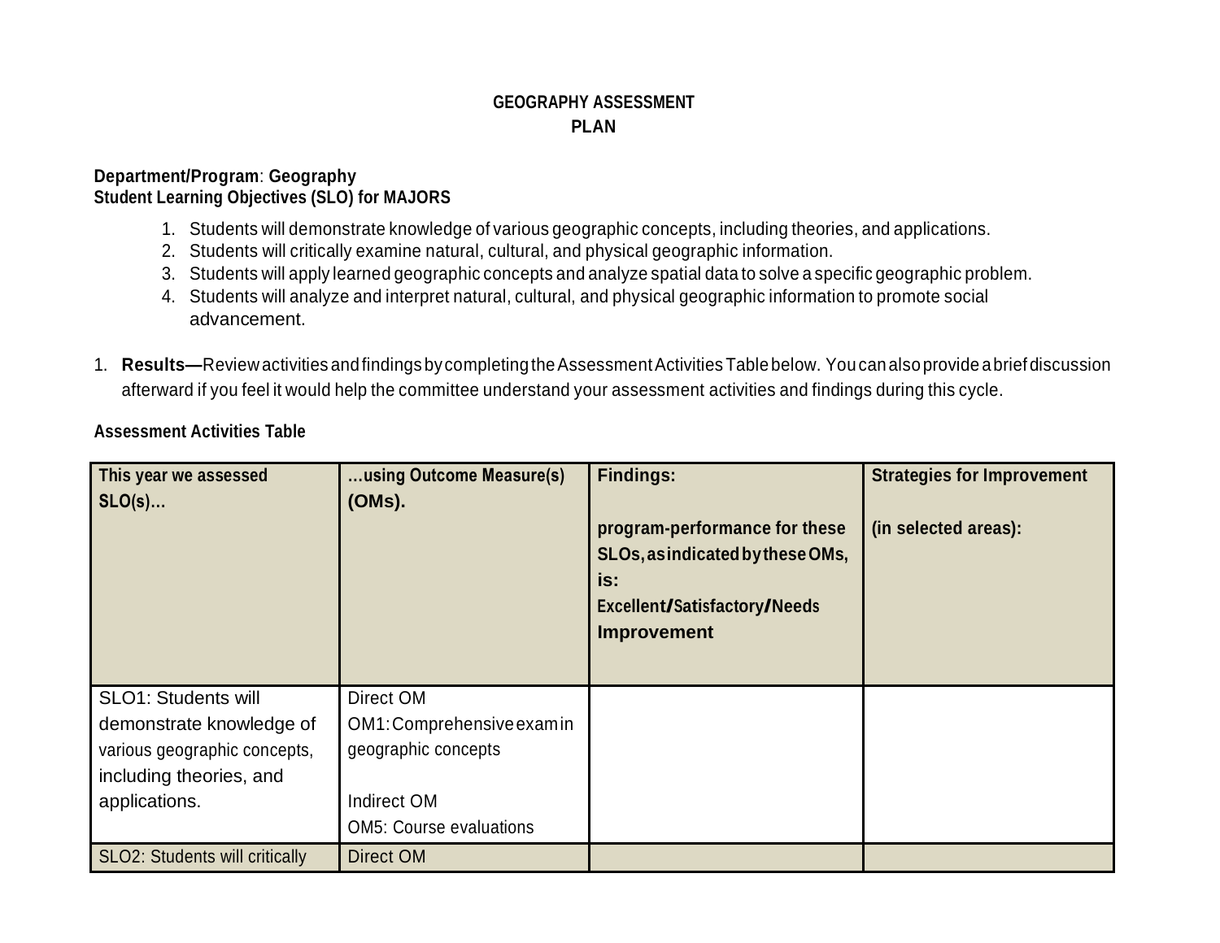# GEOGRAPHY ASSESSMENT PLAN

**Department/Program**: **Geography**
**Student Learning Objectives (SLO) for MAJORS**

1. Students will demonstrate knowledge of various geographic concepts, including theories, and applications.
2. Students will critically examine natural, cultural, and physical geographic information.
3. Students will apply learned geographic concepts and analyze spatial data to solve a specific geographic problem.
4. Students will analyze and interpret natural, cultural, and physical geographic information to promote social advancement.

1. **Results—**Review activities and findings by completing the Assessment Activities Table below. You can also provide a brief discussion afterward if you feel it would help the committee understand your assessment activities and findings during this cycle.

**Assessment Activities Table**

| **This year we assessed SLO(s)…** | **…using Outcome Measure(s) (OMs).** | **Findings:**<br><br>**program-performance for these SLOs, as indicated by these OMs, is:**<br>**Excellent/Satisfactory/Needs Improvement** | **Strategies for Improvement**<br><br>**(in selected areas):** |
| --- | --- | --- | --- |
| SLO1: Students will demonstrate knowledge of various geographic concepts, including theories, and applications. | Direct OM<br>OM1: Comprehensive exam in geographic concepts<br><br>Indirect OM<br>OM5: Course evaluations | | |
| SLO2: Students will critically | Direct OM | | |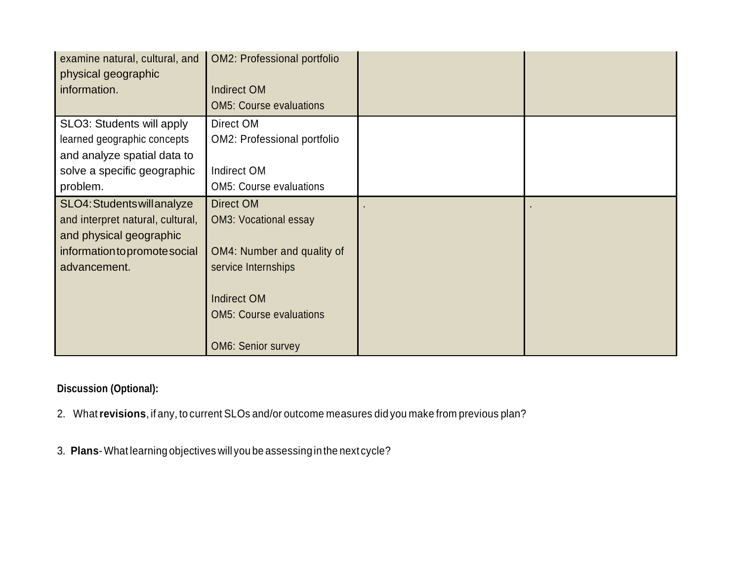| | | | |
|---|---|---|---|
| examine natural, cultural, and physical geographic information. | OM2: Professional portfolio<br><br>Indirect OM<br>OM5: Course evaluations | | |
| SLO3: Students will apply learned geographic concepts and analyze spatial data to solve a specific geographic problem. | Direct OM<br>OM2: Professional portfolio<br><br>Indirect OM<br>OM5: Course evaluations | | |
| SLO4: Students will analyze and interpret natural, cultural, and physical geographic information to promote social advancement. | Direct OM<br>OM3: Vocational essay<br><br>OM4: Number and quality of service Internships<br><br>Indirect OM<br>OM5: Course evaluations<br><br>OM6: Senior survey | . | . |

**Discussion (Optional):**

2. What **revisions**, if any, to current SLOs and/or outcome measures did you make from previous plan?

3. **Plans**- What learning objectives will you be assessing in the next cycle?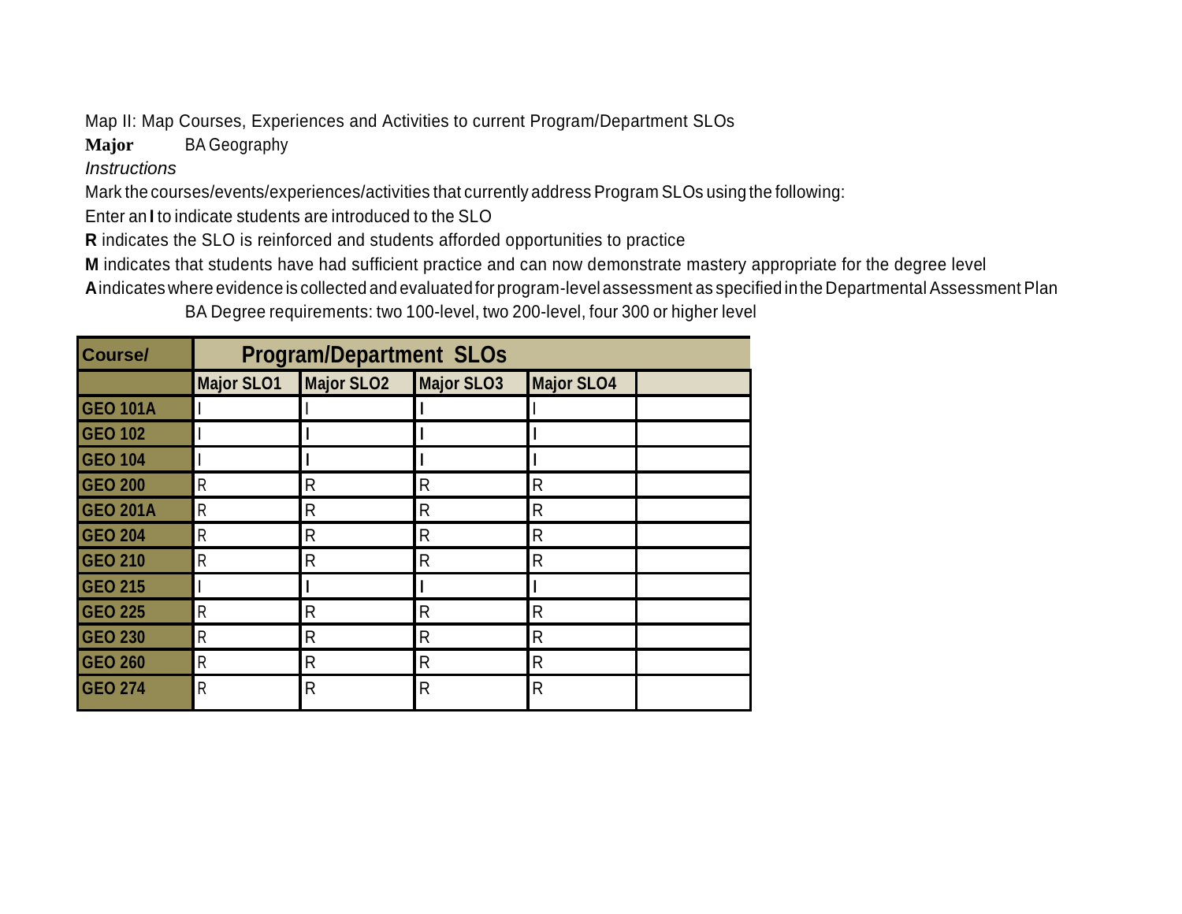Map II: Map Courses, Experiences and Activities to current Program/Department SLOs

**Major** BA Geography

*Instructions*

Mark the courses/events/experiences/activities that currently address Program SLOs using the following:

Enter an **I** to indicate students are introduced to the SLO

**R** indicates the SLO is reinforced and students afforded opportunities to practice

**M** indicates that students have had sufficient practice and can now demonstrate mastery appropriate for the degree level

**A** indicates where evidence is collected and evaluated for program-level assessment as specified in the Departmental Assessment Plan

BA Degree requirements: two 100-level, two 200-level, four 300 or higher level

| Course/ | Program/Department SLOs | | | | |
|---|---|---|---|---|---|
| | Major SLO1 | Major SLO2 | Major SLO3 | Major SLO4 | |
| GEO 101A | I | I | I | I | |
| GEO 102 | I | I | I | I | |
| GEO 104 | I | I | I | I | |
| GEO 200 | R | R | R | R | |
| GEO 201A | R | R | R | R | |
| GEO 204 | R | R | R | R | |
| GEO 210 | R | R | R | R | |
| GEO 215 | I | I | I | I | |
| GEO 225 | R | R | R | R | |
| GEO 230 | R | R | R | R | |
| GEO 260 | R | R | R | R | |
| GEO 274 | R | R | R | R | |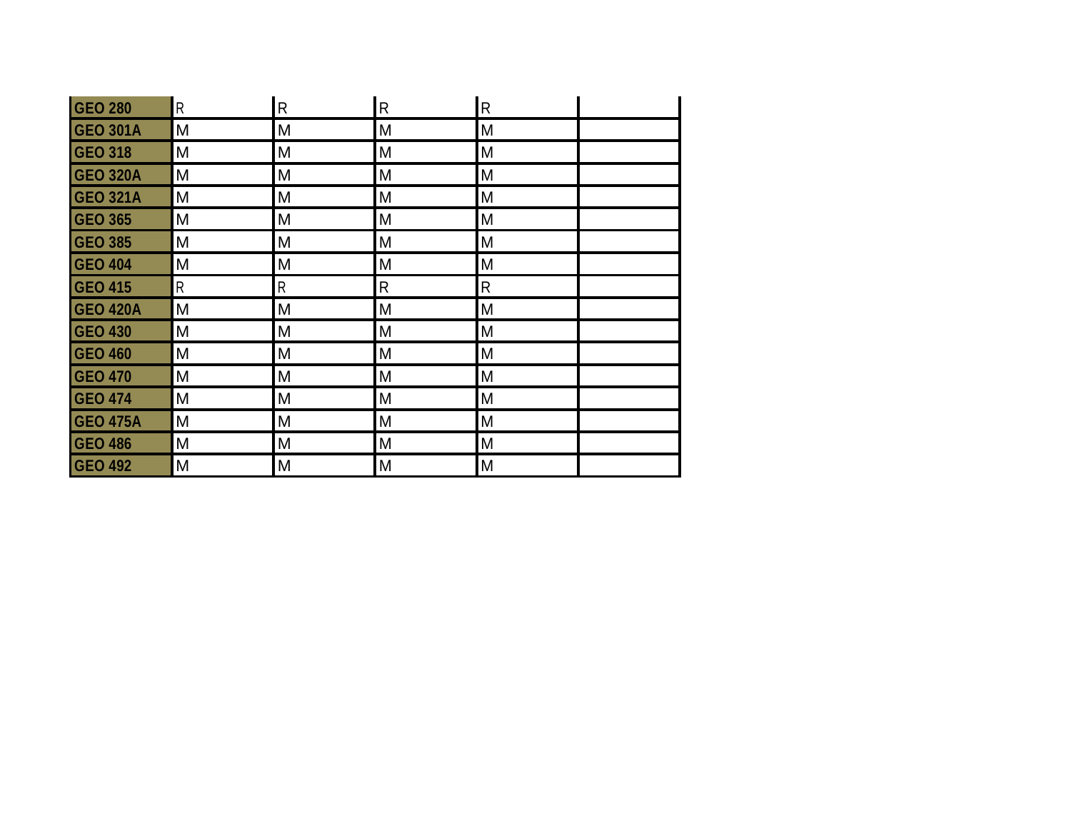| | | | | | |
|---|---|---|---|---|---|
| **GEO 280** | R | R | R | R | |
| **GEO 301A** | M | M | M | M | |
| **GEO 318** | M | M | M | M | |
| **GEO 320A** | M | M | M | M | |
| **GEO 321A** | M | M | M | M | |
| **GEO 365** | M | M | M | M | |
| **GEO 385** | M | M | M | M | |
| **GEO 404** | M | M | M | M | |
| **GEO 415** | R | R | R | R | |
| **GEO 420A** | M | M | M | M | |
| **GEO 430** | M | M | M | M | |
| **GEO 460** | M | M | M | M | |
| **GEO 470** | M | M | M | M | |
| **GEO 474** | M | M | M | M | |
| **GEO 475A** | M | M | M | M | |
| **GEO 486** | M | M | M | M | |
| **GEO 492** | M | M | M | M | |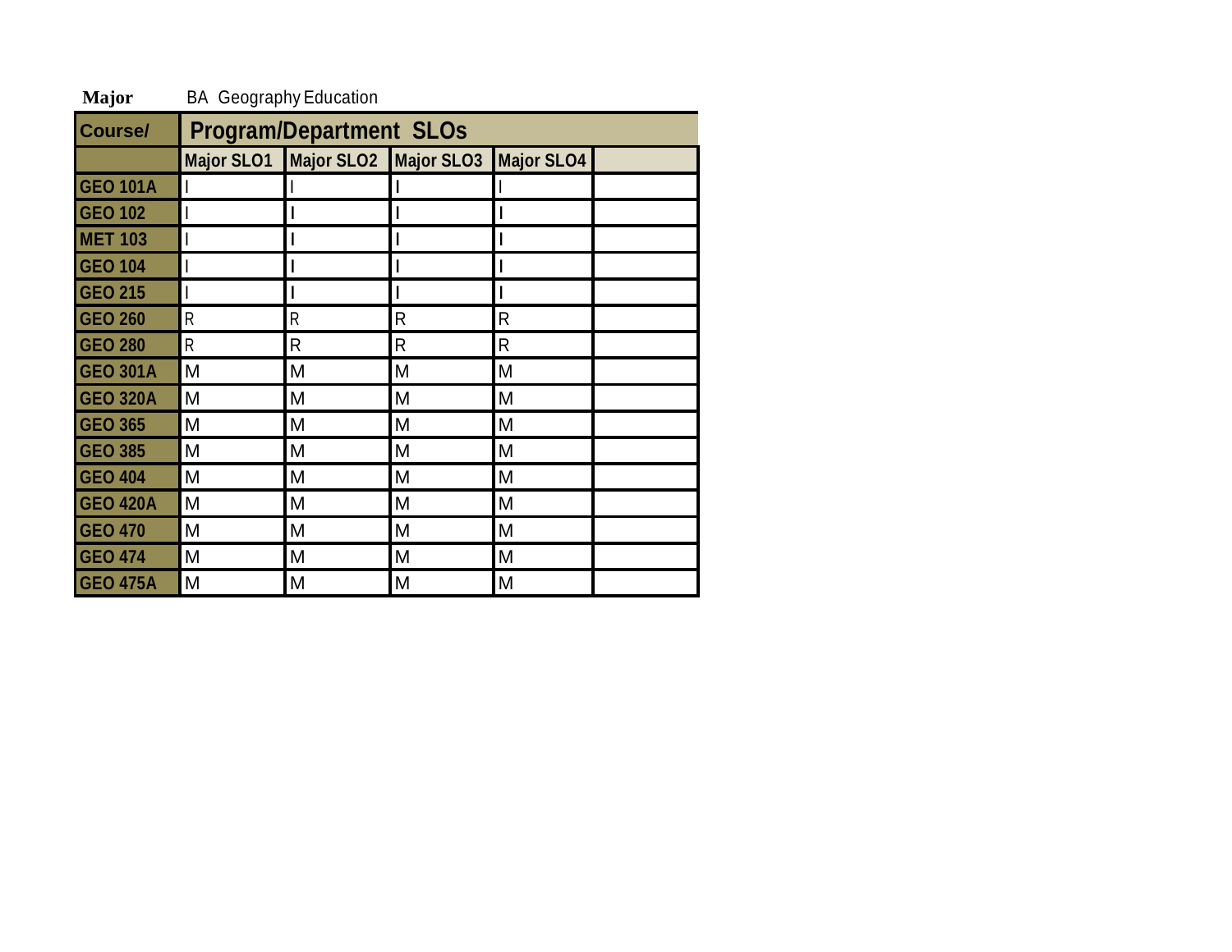**Major** BA Geography Education

| Course/ | Program/Department SLOs | | | | |
|---|---|---|---|---|---|
| | Major SLO1 | Major SLO2 | Major SLO3 | Major SLO4 | |
| GEO 101A | I | I | I | I | |
| GEO 102 | I | I | I | I | |
| MET 103 | I | I | I | I | |
| GEO 104 | I | I | I | I | |
| GEO 215 | I | I | I | I | |
| GEO 260 | R | R | R | R | |
| GEO 280 | R | R | R | R | |
| GEO 301A | M | M | M | M | |
| GEO 320A | M | M | M | M | |
| GEO 365 | M | M | M | M | |
| GEO 385 | M | M | M | M | |
| GEO 404 | M | M | M | M | |
| GEO 420A | M | M | M | M | |
| GEO 470 | M | M | M | M | |
| GEO 474 | M | M | M | M | |
| GEO 475A | M | M | M | M | |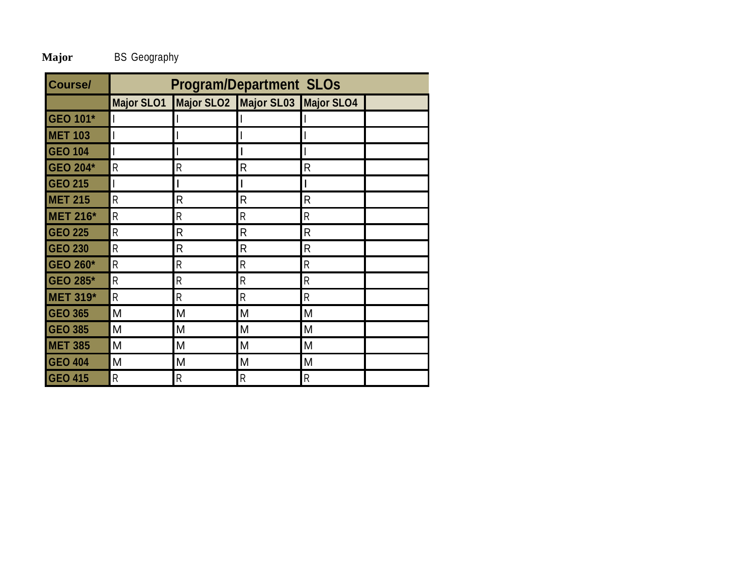**Major** BS Geography

| Course/ | Program/Department SLOs | | | | |
|---|---|---|---|---|---|
| | Major SLO1 | Major SLO2 | Major SL03 | Major SLO4 | |
| GEO 101* | I | I | I | I | |
| MET 103 | I | I | I | I | |
| GEO 104 | I | I | I | I | |
| GEO 204* | R | R | R | R | |
| GEO 215 | I | I | I | I | |
| MET 215 | R | R | R | R | |
| MET 216* | R | R | R | R | |
| GEO 225 | R | R | R | R | |
| GEO 230 | R | R | R | R | |
| GEO 260* | R | R | R | R | |
| GEO 285* | R | R | R | R | |
| MET 319* | R | R | R | R | |
| GEO 365 | M | M | M | M | |
| GEO 385 | M | M | M | M | |
| MET 385 | M | M | M | M | |
| GEO 404 | M | M | M | M | |
| GEO 415 | R | R | R | R | |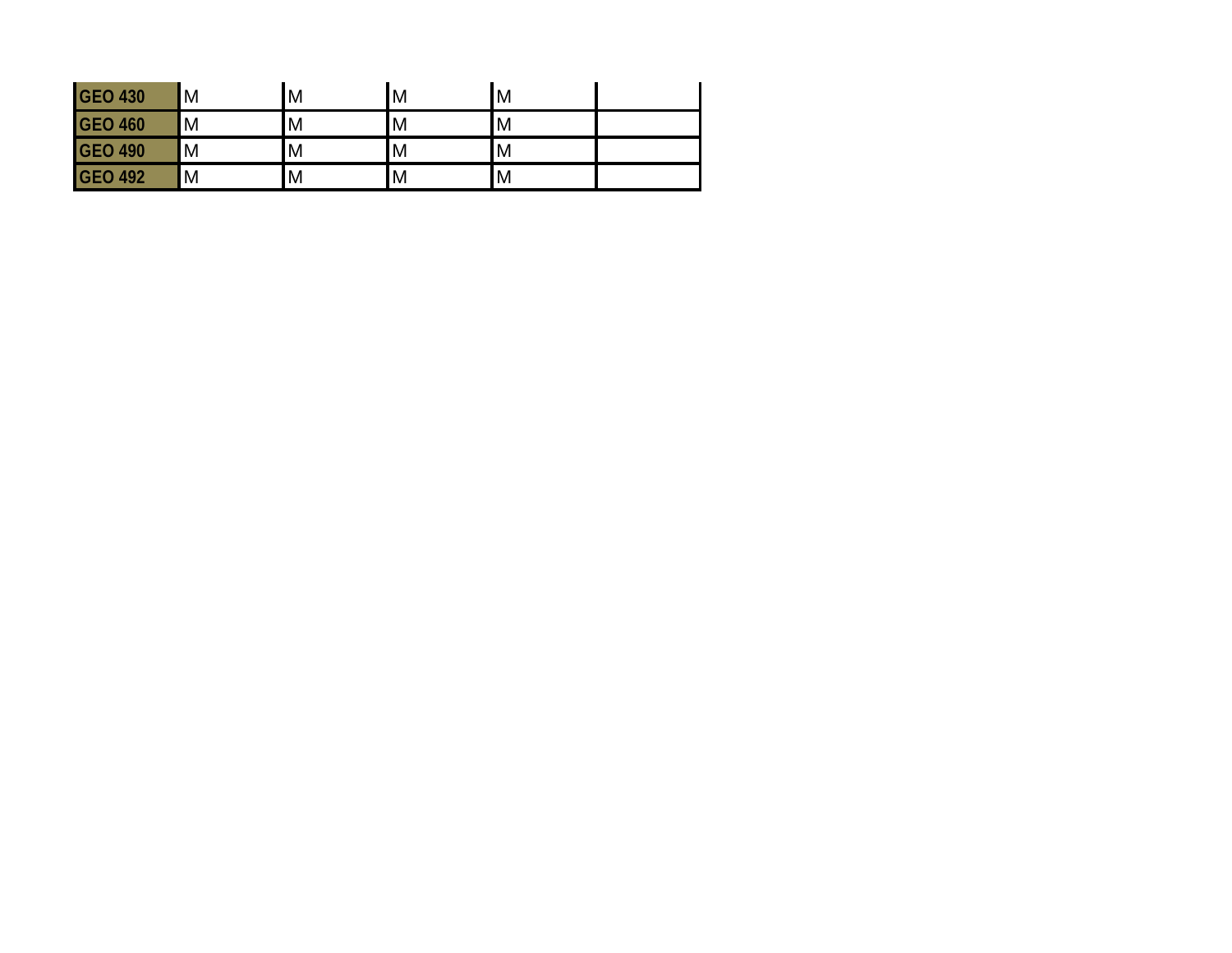| | | | | | |
|---|---|---|---|---|---|
| **GEO 430** | M | M | M | M | |
| **GEO 460** | M | M | M | M | |
| **GEO 490** | M | M | M | M | |
| **GEO 492** | M | M | M | M | |